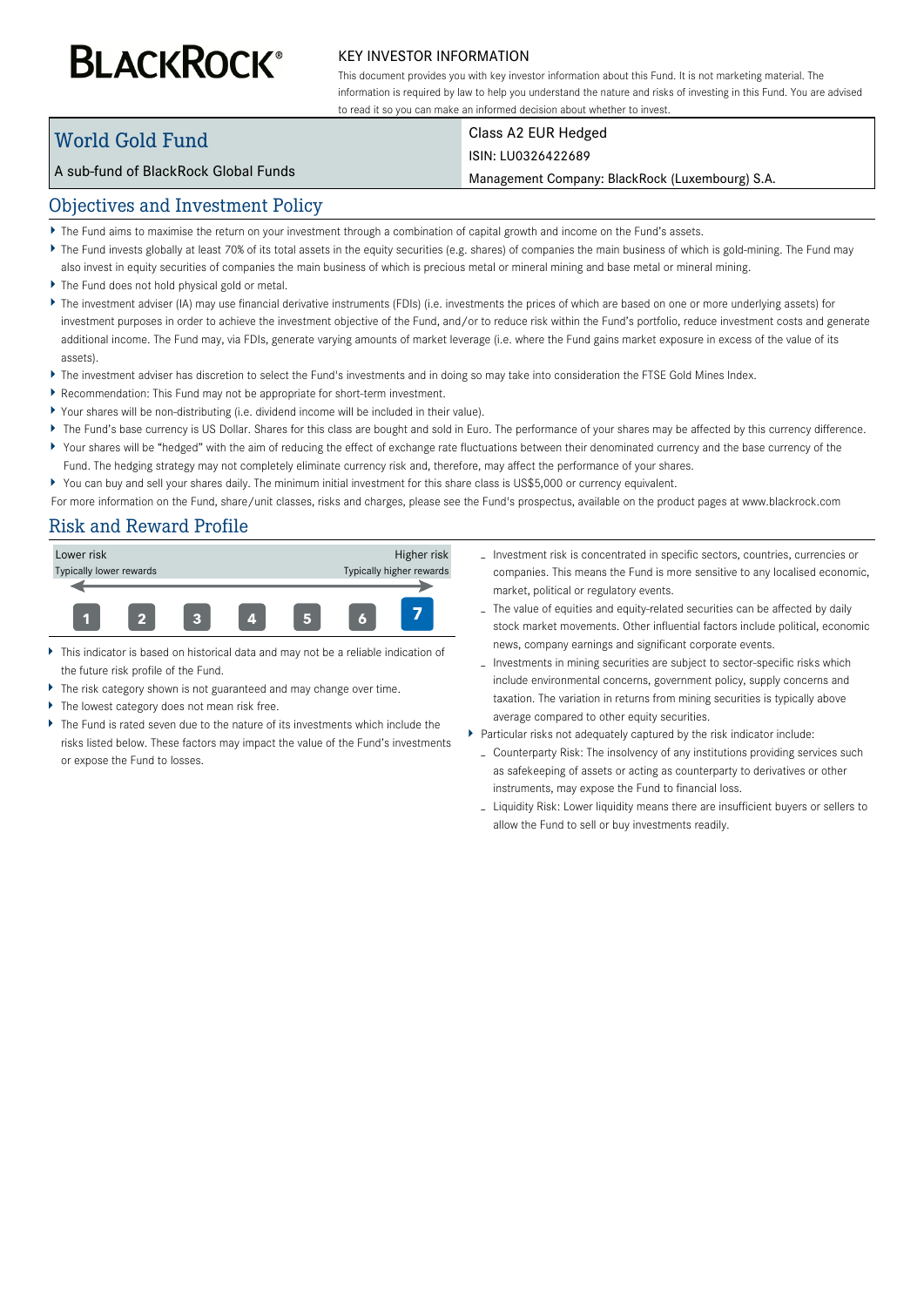# BLACKROCK®

## KEY INVESTOR INFORMATION

This document provides you with key investor information about this Fund. It is not marketing material. The information is required by law to help you understand the nature and risks of investing in this Fund. You are advised to read it so you can make an informed decision about whether to invest.

| World Gold Fund | Class A2 EUR Hedged |
| --- | --- |
| A sub-fund of BlackRock Global Funds | ISIN: LU0326422689 |
| | Management Company: BlackRock (Luxembourg) S.A. |

## Objectives and Investment Policy

- The Fund aims to maximise the return on your investment through a combination of capital growth and income on the Fund's assets.
- The Fund invests globally at least 70% of its total assets in the equity securities (e.g. shares) of companies the main business of which is gold-mining. The Fund may also invest in equity securities of companies the main business of which is precious metal or mineral mining and base metal or mineral mining.
- The Fund does not hold physical gold or metal.
- The investment adviser (IA) may use financial derivative instruments (FDIs) (i.e. investments the prices of which are based on one or more underlying assets) for investment purposes in order to achieve the investment objective of the Fund, and/or to reduce risk within the Fund's portfolio, reduce investment costs and generate additional income. The Fund may, via FDIs, generate varying amounts of market leverage (i.e. where the Fund gains market exposure in excess of the value of its assets).
- The investment adviser has discretion to select the Fund's investments and in doing so may take into consideration the FTSE Gold Mines Index.
- Recommendation: This Fund may not be appropriate for short-term investment.
- Your shares will be non-distributing (i.e. dividend income will be included in their value).
- The Fund's base currency is US Dollar. Shares for this class are bought and sold in Euro. The performance of your shares may be affected by this currency difference.
- Your shares will be "hedged" with the aim of reducing the effect of exchange rate fluctuations between their denominated currency and the base currency of the Fund. The hedging strategy may not completely eliminate currency risk and, therefore, may affect the performance of your shares.
- You can buy and sell your shares daily. The minimum initial investment for this share class is US$5,000 or currency equivalent.

For more information on the Fund, share/unit classes, risks and charges, please see the Fund's prospectus, available on the product pages at www.blackrock.com

## Risk and Reward Profile

| Lower risk<br>Typically lower rewards | | | | | | Higher risk<br>Typically higher rewards |
| --- | --- | --- | --- | --- | --- | --- |
| 1 | 2 | 3 | 4 | 5 | 6 | **7** |

- This indicator is based on historical data and may not be a reliable indication of the future risk profile of the Fund.
- The risk category shown is not guaranteed and may change over time.
- The lowest category does not mean risk free.
- The Fund is rated seven due to the nature of its investments which include the risks listed below. These factors may impact the value of the Fund's investments or expose the Fund to losses.
  - Investment risk is concentrated in specific sectors, countries, currencies or companies. This means the Fund is more sensitive to any localised economic, market, political or regulatory events.
  - The value of equities and equity-related securities can be affected by daily stock market movements. Other influential factors include political, economic news, company earnings and significant corporate events.
  - Investments in mining securities are subject to sector-specific risks which include environmental concerns, government policy, supply concerns and taxation. The variation in returns from mining securities is typically above average compared to other equity securities.
- Particular risks not adequately captured by the risk indicator include:
  - Counterparty Risk: The insolvency of any institutions providing services such as safekeeping of assets or acting as counterparty to derivatives or other instruments, may expose the Fund to financial loss.
  - Liquidity Risk: Lower liquidity means there are insufficient buyers or sellers to allow the Fund to sell or buy investments readily.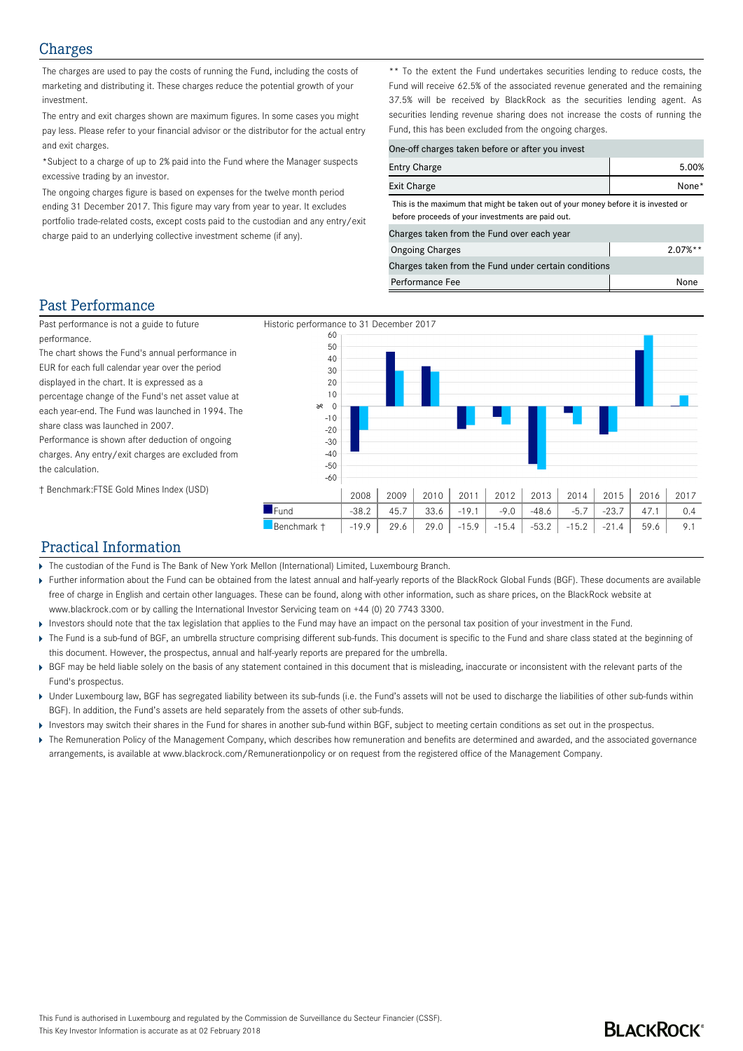## Charges

The charges are used to pay the costs of running the Fund, including the costs of marketing and distributing it. These charges reduce the potential growth of your investment.

The entry and exit charges shown are maximum figures. In some cases you might pay less. Please refer to your financial advisor or the distributor for the actual entry and exit charges.

*Subject to a charge of up to 2% paid into the Fund where the Manager suspects excessive trading by an investor.

The ongoing charges figure is based on expenses for the twelve month period ending 31 December 2017. This figure may vary from year to year. It excludes portfolio trade-related costs, except costs paid to the custodian and any entry/exit charge paid to an underlying collective investment scheme (if any).

** To the extent the Fund undertakes securities lending to reduce costs, the Fund will receive 62.5% of the associated revenue generated and the remaining 37.5% will be received by BlackRock as the securities lending agent. As securities lending revenue sharing does not increase the costs of running the Fund, this has been excluded from the ongoing charges.

| One-off charges taken before or after you invest | |
|---|---|
| Entry Charge | 5.00% |
| Exit Charge | None* |

This is the maximum that might be taken out of your money before it is invested or before proceeds of your investments are paid out.

| Charges taken from the Fund over each year | |
|---|---|
| Ongoing Charges | 2.07%** |
| **Charges taken from the Fund under certain conditions** | |
| Performance Fee | None |

## Past Performance

Past performance is not a guide to future performance.

The chart shows the Fund's annual performance in EUR for each full calendar year over the period displayed in the chart. It is expressed as a percentage change of the Fund's net asset value at each year-end. The Fund was launched in 1994. The share class was launched in 2007.

Performance is shown after deduction of ongoing charges. Any entry/exit charges are excluded from the calculation.

† Benchmark:FTSE Gold Mines Index (USD)

Historic performance to 31 December 2017

%

60 50 40 30 20 10 0 -10 -20 -30 -40 -50 -60

| | 2008 | 2009 | 2010 | 2011 | 2012 | 2013 | 2014 | 2015 | 2016 | 2017 |
|---|---|---|---|---|---|---|---|---|---|---|
| Fund | -38.2 | 45.7 | 33.6 | -19.1 | -9.0 | -48.6 | -5.7 | -23.7 | 47.1 | 0.4 |
| Benchmark † | -19.9 | 29.6 | 29.0 | -15.9 | -15.4 | -53.2 | -15.2 | -21.4 | 59.6 | 9.1 |

## Practical Information

- The custodian of the Fund is The Bank of New York Mellon (International) Limited, Luxembourg Branch.
- Further information about the Fund can be obtained from the latest annual and half-yearly reports of the BlackRock Global Funds (BGF). These documents are available free of charge in English and certain other languages. These can be found, along with other information, such as share prices, on the BlackRock website at www.blackrock.com or by calling the International Investor Servicing team on +44 (0) 20 7743 3300.
- Investors should note that the tax legislation that applies to the Fund may have an impact on the personal tax position of your investment in the Fund.
- The Fund is a sub-fund of BGF, an umbrella structure comprising different sub-funds. This document is specific to the Fund and share class stated at the beginning of this document. However, the prospectus, annual and half-yearly reports are prepared for the umbrella.
- BGF may be held liable solely on the basis of any statement contained in this document that is misleading, inaccurate or inconsistent with the relevant parts of the Fund's prospectus.
- Under Luxembourg law, BGF has segregated liability between its sub-funds (i.e. the Fund's assets will not be used to discharge the liabilities of other sub-funds within BGF). In addition, the Fund's assets are held separately from the assets of other sub-funds.
- Investors may switch their shares in the Fund for shares in another sub-fund within BGF, subject to meeting certain conditions as set out in the prospectus.
- The Remuneration Policy of the Management Company, which describes how remuneration and benefits are determined and awarded, and the associated governance arrangements, is available at www.blackrock.com/Remunerationpolicy or on request from the registered office of the Management Company.

This Fund is authorised in Luxembourg and regulated by the Commission de Surveillance du Secteur Financier (CSSF).
This Key Investor Information is accurate as at 02 February 2018

BLACKROCK®